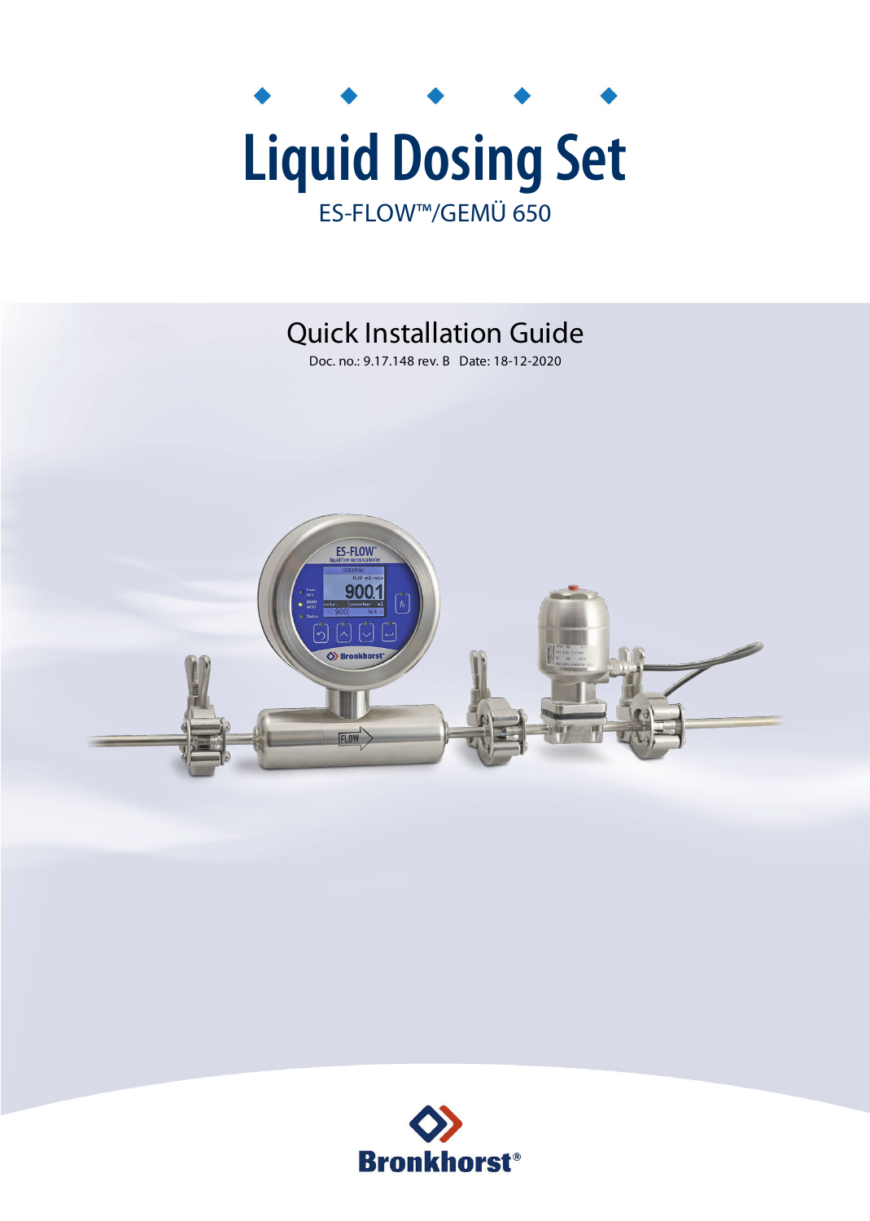# Liquid Dosing Set

ES-FLOW™/GEMÜ 650

## Quick Installation Guide

Doc. no.: 9.17.148 rev. B Date: 18-12-2020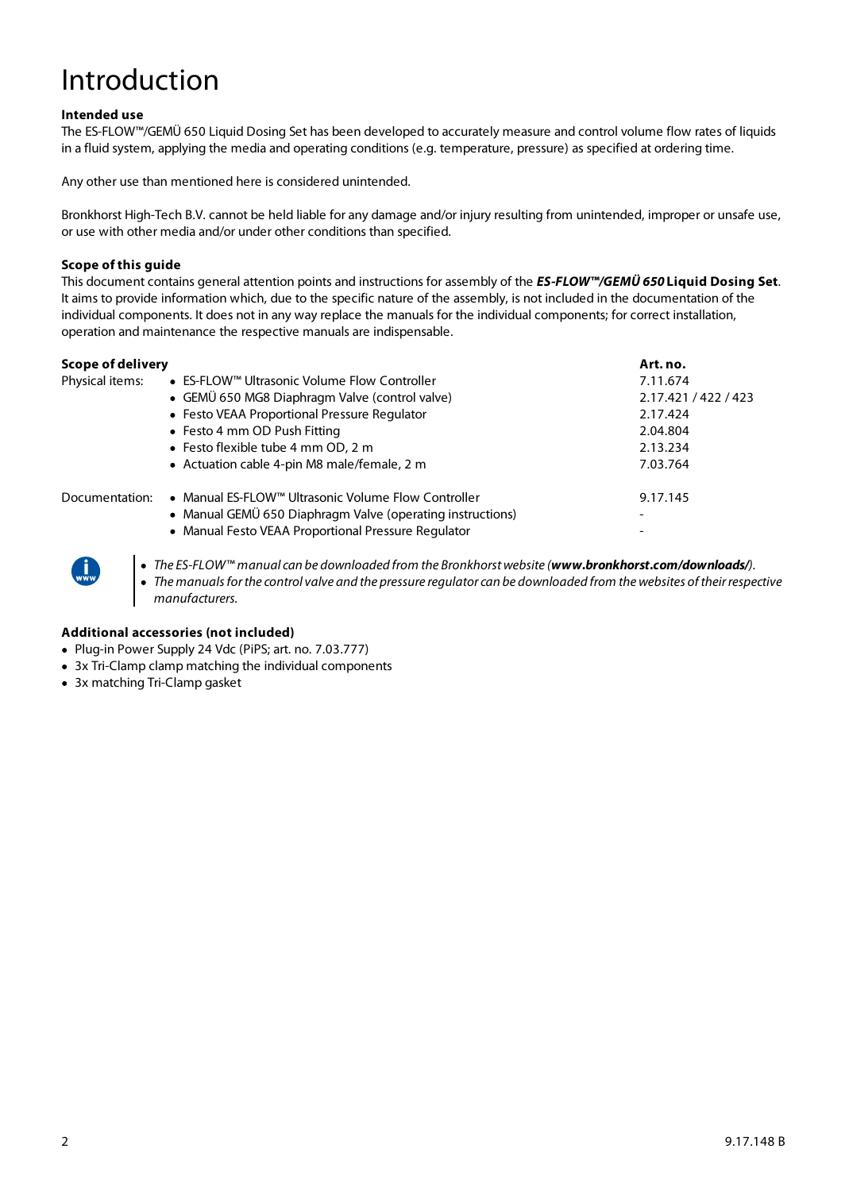# Introduction

**Intended use**

The ES-FLOW™/GEMÜ 650 Liquid Dosing Set has been developed to accurately measure and control volume flow rates of liquids in a fluid system, applying the media and operating conditions (e.g. temperature, pressure) as specified at ordering time.

Any other use than mentioned here is considered unintended.

Bronkhorst High-Tech B.V. cannot be held liable for any damage and/or injury resulting from unintended, improper or unsafe use, or use with other media and/or under other conditions than specified.

**Scope of this guide**

This document contains general attention points and instructions for assembly of the ***ES-FLOW™/GEMÜ 650* Liquid Dosing Set**. It aims to provide information which, due to the specific nature of the assembly, is not included in the documentation of the individual components. It does not in any way replace the manuals for the individual components; for correct installation, operation and maintenance the respective manuals are indispensable.

| **Scope of delivery** | | **Art. no.** |
|---|---|---|
| Physical items: | • ES-FLOW™ Ultrasonic Volume Flow Controller | 7.11.674 |
| | • GEMÜ 650 MG8 Diaphragm Valve (control valve) | 2.17.421 / 422 / 423 |
| | • Festo VEAA Proportional Pressure Regulator | 2.17.424 |
| | • Festo 4 mm OD Push Fitting | 2.04.804 |
| | • Festo flexible tube 4 mm OD, 2 m | 2.13.234 |
| | • Actuation cable 4-pin M8 male/female, 2 m | 7.03.764 |
| Documentation: | • Manual ES-FLOW™ Ultrasonic Volume Flow Controller | 9.17.145 |
| | • Manual GEMÜ 650 Diaphragm Valve (operating instructions) | - |
| | • Manual Festo VEAA Proportional Pressure Regulator | - |

- *The ES-FLOW™ manual can be downloaded from the Bronkhorst website (**www.bronkhorst.com/downloads/**).*
- *The manuals for the control valve and the pressure regulator can be downloaded from the websites of their respective manufacturers.*

**Additional accessories (not included)**

- Plug-in Power Supply 24 Vdc (PiPS; art. no. 7.03.777)
- 3x Tri-Clamp clamp matching the individual components
- 3x matching Tri-Clamp gasket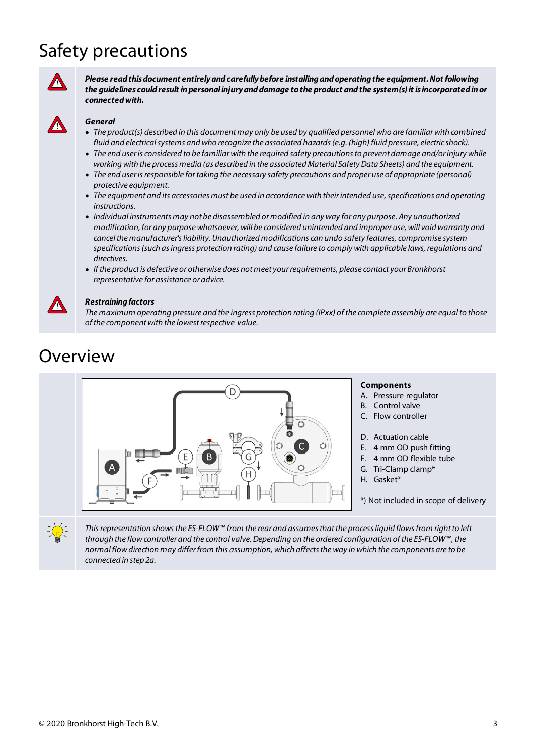# Safety precautions

***Please read this document entirely and carefully before installing and operating the equipment. Not following the guidelines could result in personal injury and damage to the product and the system(s) it is incorporated in or connected with.***

***General***

- *The product(s) described in this document may only be used by qualified personnel who are familiar with combined fluid and electrical systems and who recognize the associated hazards (e.g. (high) fluid pressure, electric shock).*
- *The end user is considered to be familiar with the required safety precautions to prevent damage and/or injury while working with the process media (as described in the associated Material Safety Data Sheets) and the equipment.*
- *The end user is responsible for taking the necessary safety precautions and proper use of appropriate (personal) protective equipment.*
- *The equipment and its accessories must be used in accordance with their intended use, specifications and operating instructions.*
- *Individual instruments may not be disassembled or modified in any way for any purpose. Any unauthorized modification, for any purpose whatsoever, will be considered unintended and improper use, will void warranty and cancel the manufacturer's liability. Unauthorized modifications can undo safety features, compromise system specifications (such as ingress protection rating) and cause failure to comply with applicable laws, regulations and directives.*
- *If the product is defective or otherwise does not meet your requirements, please contact your Bronkhorst representative for assistance or advice.*

***Restraining factors***

*The maximum operating pressure and the ingress protection rating (IPxx) of the complete assembly are equal to those of the component with the lowest respective value.*

# Overview

**Components**

A. Pressure regulator
B. Control valve
C. Flow controller

D. Actuation cable
E. 4 mm OD push fitting
F. 4 mm OD flexible tube
G. Tri-Clamp clamp*
H. Gasket*

*) Not included in scope of delivery

*This representation shows the ES-FLOW™ from the rear and assumes that the process liquid flows from right to left through the flow controller and the control valve. Depending on the ordered configuration of the ES-FLOW™, the normal flow direction may differ from this assumption, which affects the way in which the components are to be connected in step 2a.*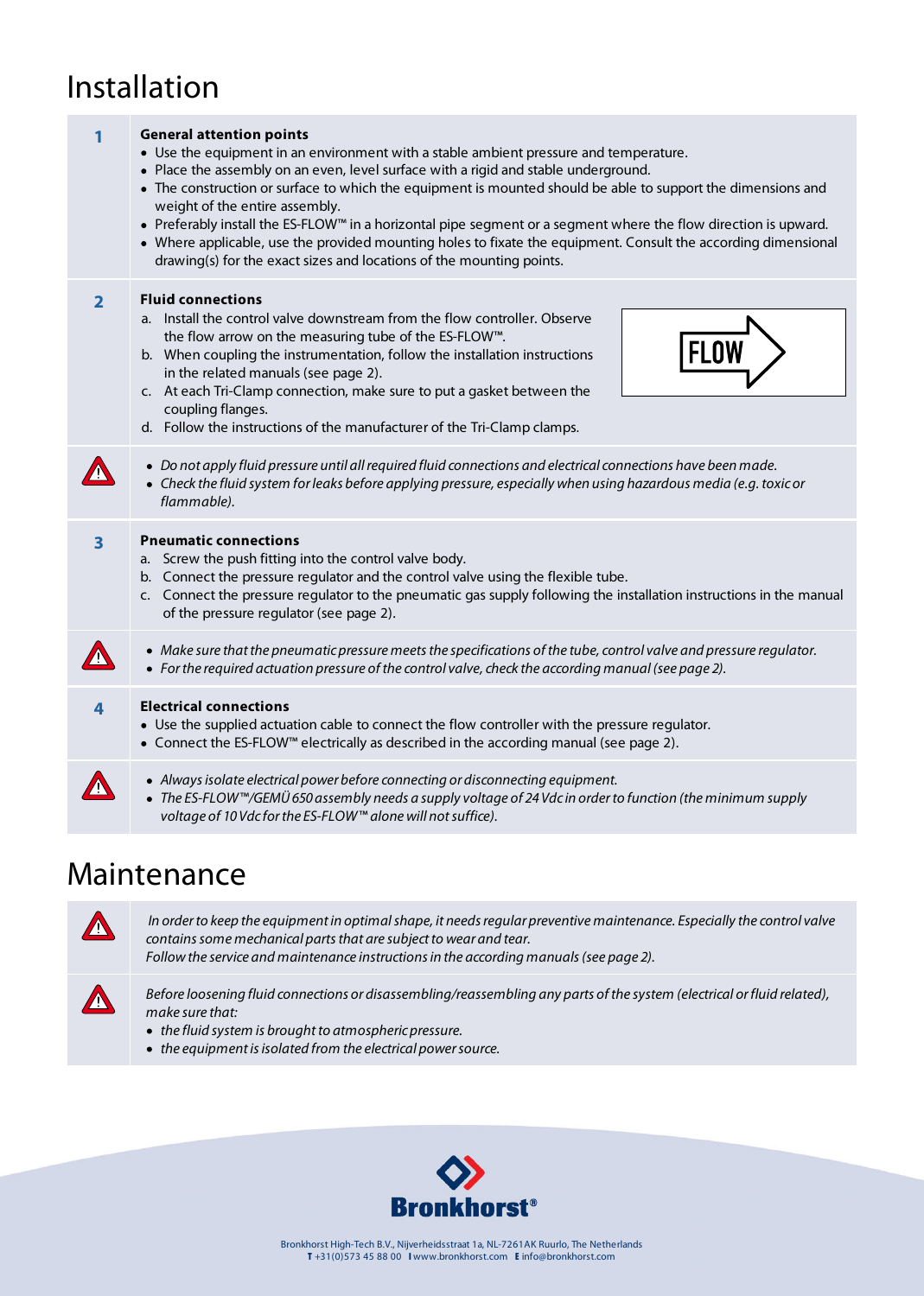# Installation

## 1 General attention points

- Use the equipment in an environment with a stable ambient pressure and temperature.
- Place the assembly on an even, level surface with a rigid and stable underground.
- The construction or surface to which the equipment is mounted should be able to support the dimensions and weight of the entire assembly.
- Preferably install the ES-FLOW™ in a horizontal pipe segment or a segment where the flow direction is upward.
- Where applicable, use the provided mounting holes to fixate the equipment. Consult the according dimensional drawing(s) for the exact sizes and locations of the mounting points.

## 2 Fluid connections

a. Install the control valve downstream from the flow controller. Observe the flow arrow on the measuring tube of the ES-FLOW™.
b. When coupling the instrumentation, follow the installation instructions in the related manuals (see page 2).
c. At each Tri-Clamp connection, make sure to put a gasket between the coupling flanges.
d. Follow the instructions of the manufacturer of the Tri-Clamp clamps.

FLOW

- *Do not apply fluid pressure until all required fluid connections and electrical connections have been made.*
- *Check the fluid system for leaks before applying pressure, especially when using hazardous media (e.g. toxic or flammable).*

## 3 Pneumatic connections

a. Screw the push fitting into the control valve body.
b. Connect the pressure regulator and the control valve using the flexible tube.
c. Connect the pressure regulator to the pneumatic gas supply following the installation instructions in the manual of the pressure regulator (see page 2).

- *Make sure that the pneumatic pressure meets the specifications of the tube, control valve and pressure regulator.*
- *For the required actuation pressure of the control valve, check the according manual (see page 2).*

## 4 Electrical connections

- Use the supplied actuation cable to connect the flow controller with the pressure regulator.
- Connect the ES-FLOW™ electrically as described in the according manual (see page 2).

- *Always isolate electrical power before connecting or disconnecting equipment.*
- *The ES-FLOW™/GEMÜ 650 assembly needs a supply voltage of 24 Vdc in order to function (the minimum supply voltage of 10 Vdc for the ES-FLOW™ alone will not suffice).*

# Maintenance

*In order to keep the equipment in optimal shape, it needs regular preventive maintenance. Especially the control valve contains some mechanical parts that are subject to wear and tear.*
*Follow the service and maintenance instructions in the according manuals (see page 2).*

*Before loosening fluid connections or disassembling/reassembling any parts of the system (electrical or fluid related), make sure that:*

- *the fluid system is brought to atmospheric pressure.*
- *the equipment is isolated from the electrical power source.*

Bronkhorst®

Bronkhorst High-Tech B.V., Nijverheidsstraat 1a, NL-7261AK Ruurlo, The Netherlands
**T** +31(0)573 45 88 00 **I** www.bronkhorst.com **E** info@bronkhorst.com